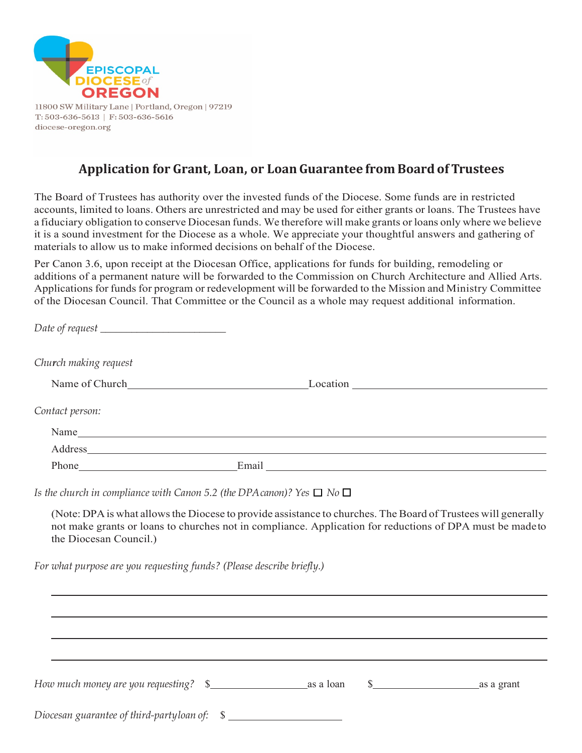EPISCOPAL DIOCESE of OREGON

11800 SW Military Lane | Portland, Oregon | 97219
T: 503-636-5613 | F: 503-636-5616
diocese-oregon.org

## Application for Grant, Loan, or Loan Guarantee from Board of Trustees

The Board of Trustees has authority over the invested funds of the Diocese. Some funds are in restricted accounts, limited to loans. Others are unrestricted and may be used for either grants or loans. The Trustees have a fiduciary obligation to conserve Diocesan funds. We therefore will make grants or loans only where we believe it is a sound investment for the Diocese as a whole. We appreciate your thoughtful answers and gathering of materials to allow us to make informed decisions on behalf of the Diocese.

Per Canon 3.6, upon receipt at the Diocesan Office, applications for funds for building, remodeling or additions of a permanent nature will be forwarded to the Commission on Church Architecture and Allied Arts. Applications for funds for program or redevelopment will be forwarded to the Mission and Ministry Committee of the Diocesan Council. That Committee or the Council as a whole may request additional information.

*Date of request* ______________________

*Church making request*

Name of Church________________________________ Location ________________________________

*Contact person:*

Name______________________________________________________________________

Address____________________________________________________________________

Phone__________________________ Email ______________________________________

*Is the church in compliance with Canon 5.2 (the DPA canon)? Yes* ☐ *No* ☐

(Note: DPA is what allows the Diocese to provide assistance to churches. The Board of Trustees will generally not make grants or loans to churches not in compliance. Application for reductions of DPA must be made to the Diocesan Council.)

*For what purpose are you requesting funds? (Please describe briefly.)*

______________________________________________________________________________

______________________________________________________________________________

______________________________________________________________________________

______________________________________________________________________________

*How much money are you requesting?* $________________ as a loan $_________________ as a grant

*Diocesan guarantee of third-party loan of:* $ __________________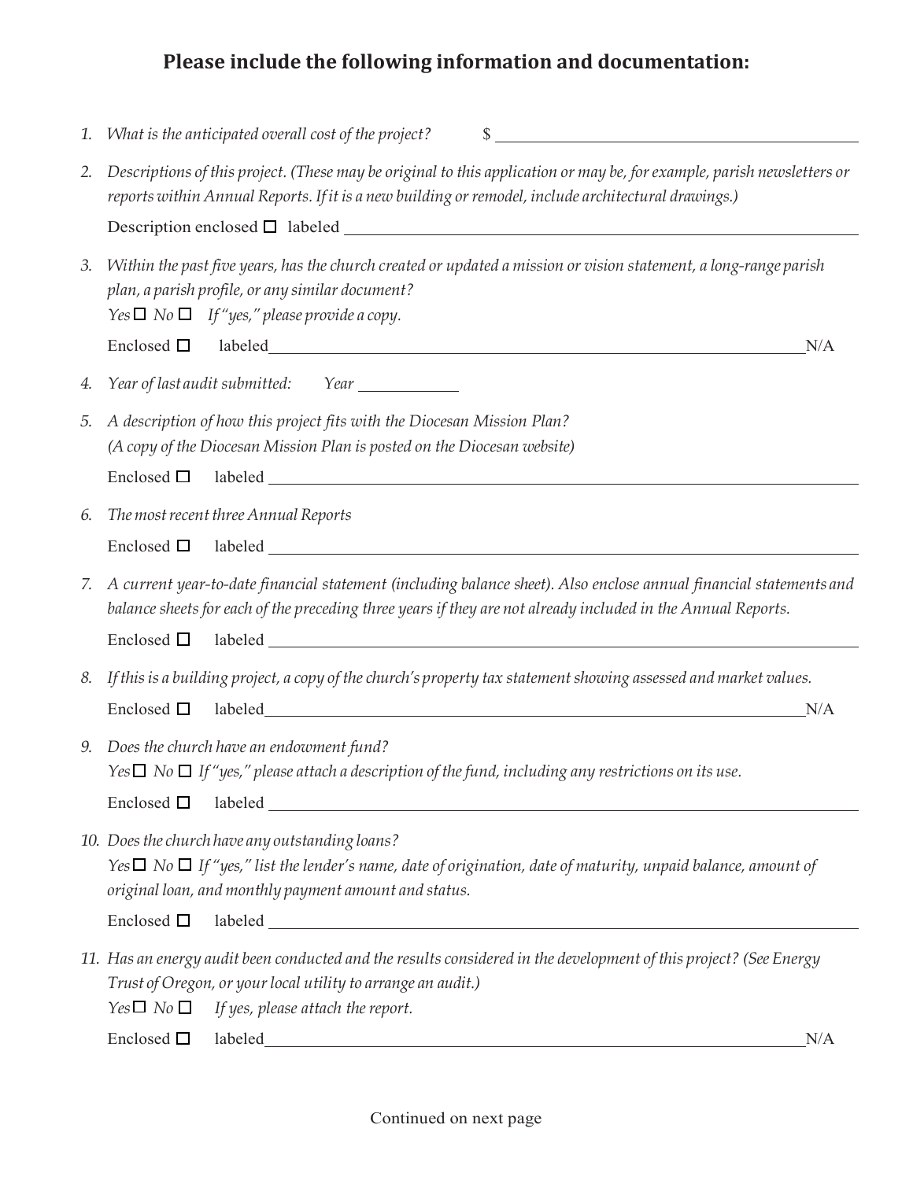## Please include the following information and documentation:

1. *What is the anticipated overall cost of the project?* $ ______________________

2. *Descriptions of this project. (These may be original to this application or may be, for example, parish newsletters or reports within Annual Reports. If it is a new building or remodel, include architectural drawings.)*

   Description enclosed ☐ labeled ______________________

3. *Within the past five years, has the church created or updated a mission or vision statement, a long-range parish plan, a parish profile, or any similar document?*

   *Yes* ☐ *No* ☐ *If "yes," please provide a copy.*

   Enclosed ☐ labeled ______________________ N/A

4. *Year of last audit submitted: Year* __________

5. *A description of how this project fits with the Diocesan Mission Plan?*
   *(A copy of the Diocesan Mission Plan is posted on the Diocesan website)*

   Enclosed ☐ labeled ______________________

6. *The most recent three Annual Reports*

   Enclosed ☐ labeled ______________________

7. *A current year-to-date financial statement (including balance sheet). Also enclose annual financial statements and balance sheets for each of the preceding three years if they are not already included in the Annual Reports.*

   Enclosed ☐ labeled ______________________

8. *If this is a building project, a copy of the church's property tax statement showing assessed and market values.*

   Enclosed ☐ labeled ______________________ N/A

9. *Does the church have an endowment fund?*

   *Yes* ☐ *No* ☐ *If "yes," please attach a description of the fund, including any restrictions on its use.*

   Enclosed ☐ labeled ______________________

10. *Does the church have any outstanding loans?*

    *Yes* ☐ *No* ☐ *If "yes," list the lender's name, date of origination, date of maturity, unpaid balance, amount of original loan, and monthly payment amount and status.*

    Enclosed ☐ labeled ______________________

11. *Has an energy audit been conducted and the results considered in the development of this project? (See Energy Trust of Oregon, or your local utility to arrange an audit.)*

    *Yes* ☐ *No* ☐ *If yes, please attach the report.*

    Enclosed ☐ labeled ______________________ N/A

Continued on next page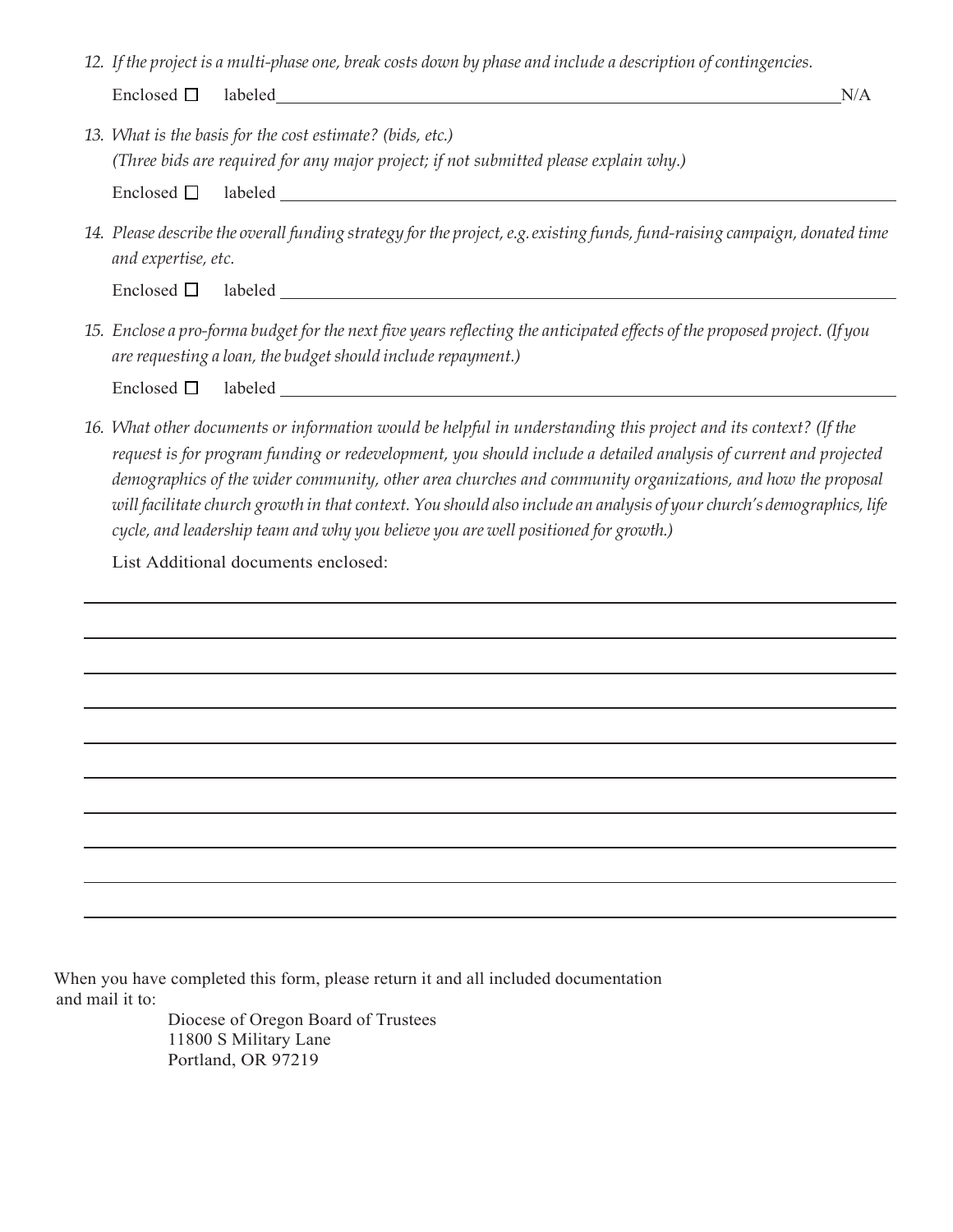*12. If the project is a multi-phase one, break costs down by phase and include a description of contingencies.*

Enclosed ☐ labeled \_\_\_\_\_\_\_\_\_\_\_\_\_\_\_\_\_\_\_\_\_\_\_\_\_\_\_\_\_\_\_\_\_\_\_\_\_\_\_\_ N/A

*13. What is the basis for the cost estimate? (bids, etc.)*
*(Three bids are required for any major project; if not submitted please explain why.)*

Enclosed ☐ labeled \_\_\_\_\_\_\_\_\_\_\_\_\_\_\_\_\_\_\_\_\_\_\_\_\_\_\_\_\_\_\_\_\_\_\_\_\_\_\_\_

*14. Please describe the overall funding strategy for the project, e.g. existing funds, fund-raising campaign, donated time and expertise, etc.*

Enclosed ☐ labeled \_\_\_\_\_\_\_\_\_\_\_\_\_\_\_\_\_\_\_\_\_\_\_\_\_\_\_\_\_\_\_\_\_\_\_\_\_\_\_\_

*15. Enclose a pro-forma budget for the next five years reflecting the anticipated effects of the proposed project. (If you are requesting a loan, the budget should include repayment.)*

Enclosed ☐ labeled \_\_\_\_\_\_\_\_\_\_\_\_\_\_\_\_\_\_\_\_\_\_\_\_\_\_\_\_\_\_\_\_\_\_\_\_\_\_\_\_

*16. What other documents or information would be helpful in understanding this project and its context? (If the request is for program funding or redevelopment, you should include a detailed analysis of current and projected demographics of the wider community, other area churches and community organizations, and how the proposal will facilitate church growth in that context. You should also include an analysis of your church's demographics, life cycle, and leadership team and why you believe you are well positioned for growth.)*

List Additional documents enclosed:

\_\_\_\_\_\_\_\_\_\_\_\_\_\_\_\_\_\_\_\_\_\_\_\_\_\_\_\_\_\_\_\_\_\_\_\_\_\_\_\_\_\_\_\_\_\_\_\_\_\_\_\_\_\_\_\_

\_\_\_\_\_\_\_\_\_\_\_\_\_\_\_\_\_\_\_\_\_\_\_\_\_\_\_\_\_\_\_\_\_\_\_\_\_\_\_\_\_\_\_\_\_\_\_\_\_\_\_\_\_\_\_\_

\_\_\_\_\_\_\_\_\_\_\_\_\_\_\_\_\_\_\_\_\_\_\_\_\_\_\_\_\_\_\_\_\_\_\_\_\_\_\_\_\_\_\_\_\_\_\_\_\_\_\_\_\_\_\_\_

\_\_\_\_\_\_\_\_\_\_\_\_\_\_\_\_\_\_\_\_\_\_\_\_\_\_\_\_\_\_\_\_\_\_\_\_\_\_\_\_\_\_\_\_\_\_\_\_\_\_\_\_\_\_\_\_

\_\_\_\_\_\_\_\_\_\_\_\_\_\_\_\_\_\_\_\_\_\_\_\_\_\_\_\_\_\_\_\_\_\_\_\_\_\_\_\_\_\_\_\_\_\_\_\_\_\_\_\_\_\_\_\_

\_\_\_\_\_\_\_\_\_\_\_\_\_\_\_\_\_\_\_\_\_\_\_\_\_\_\_\_\_\_\_\_\_\_\_\_\_\_\_\_\_\_\_\_\_\_\_\_\_\_\_\_\_\_\_\_

\_\_\_\_\_\_\_\_\_\_\_\_\_\_\_\_\_\_\_\_\_\_\_\_\_\_\_\_\_\_\_\_\_\_\_\_\_\_\_\_\_\_\_\_\_\_\_\_\_\_\_\_\_\_\_\_

\_\_\_\_\_\_\_\_\_\_\_\_\_\_\_\_\_\_\_\_\_\_\_\_\_\_\_\_\_\_\_\_\_\_\_\_\_\_\_\_\_\_\_\_\_\_\_\_\_\_\_\_\_\_\_\_

\_\_\_\_\_\_\_\_\_\_\_\_\_\_\_\_\_\_\_\_\_\_\_\_\_\_\_\_\_\_\_\_\_\_\_\_\_\_\_\_\_\_\_\_\_\_\_\_\_\_\_\_\_\_\_\_

\_\_\_\_\_\_\_\_\_\_\_\_\_\_\_\_\_\_\_\_\_\_\_\_\_\_\_\_\_\_\_\_\_\_\_\_\_\_\_\_\_\_\_\_\_\_\_\_\_\_\_\_\_\_\_\_

When you have completed this form, please return it and all included documentation and mail it to:

Diocese of Oregon Board of Trustees
11800 S Military Lane
Portland, OR 97219